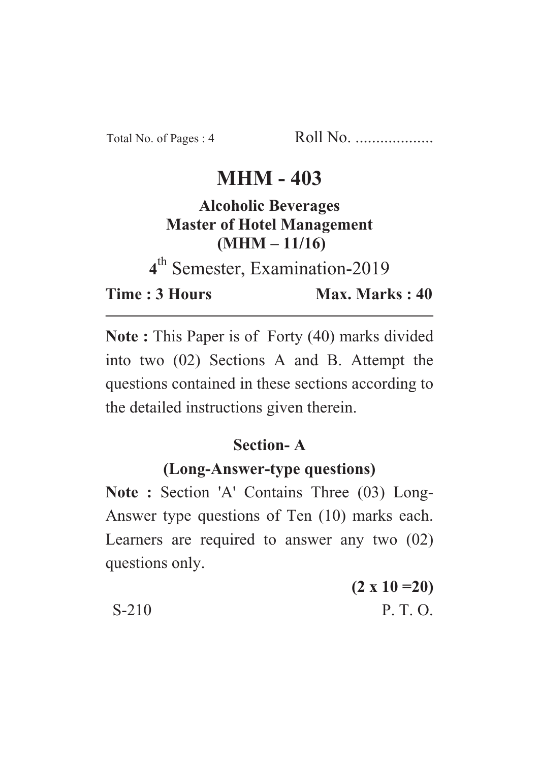Total No. of Pages : 4 Roll No. ...................

# MHM - 403

**Alcoholic Beverages**
**Master of Hotel Management**
**(MHM – 11/16)**

4th Semester, Examination-2019

**Time : 3 Hours** **Max. Marks : 40**

---

**Note :** This Paper is of Forty (40) marks divided into two (02) Sections A and B. Attempt the questions contained in these sections according to the detailed instructions given therein.

## Section- A

**(Long-Answer-type questions)**

**Note :** Section 'A' Contains Three (03) Long-Answer type questions of Ten (10) marks each. Learners are required to answer any two (02) questions only.

**(2 x 10 =20)**

S-210 P. T. O.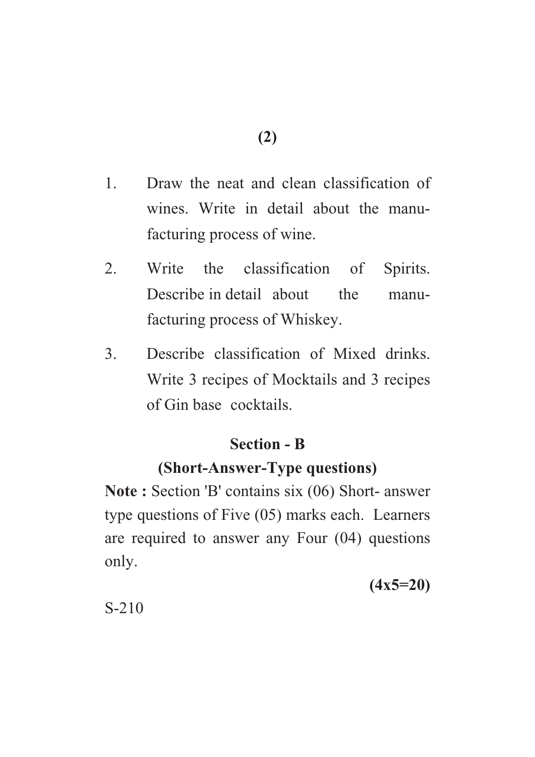1. Draw the neat and clean classification of wines. Write in detail about the manufacturing process of wine.

2. Write the classification of Spirits. Describe in detail about the manufacturing process of Whiskey.

3. Describe classification of Mixed drinks. Write 3 recipes of Mocktails and 3 recipes of Gin base cocktails.

## Section - B

### (Short-Answer-Type questions)

**Note :** Section 'B' contains six (06) Short- answer type questions of Five (05) marks each. Learners are required to answer any Four (04) questions only.

**(4x5=20)**

S-210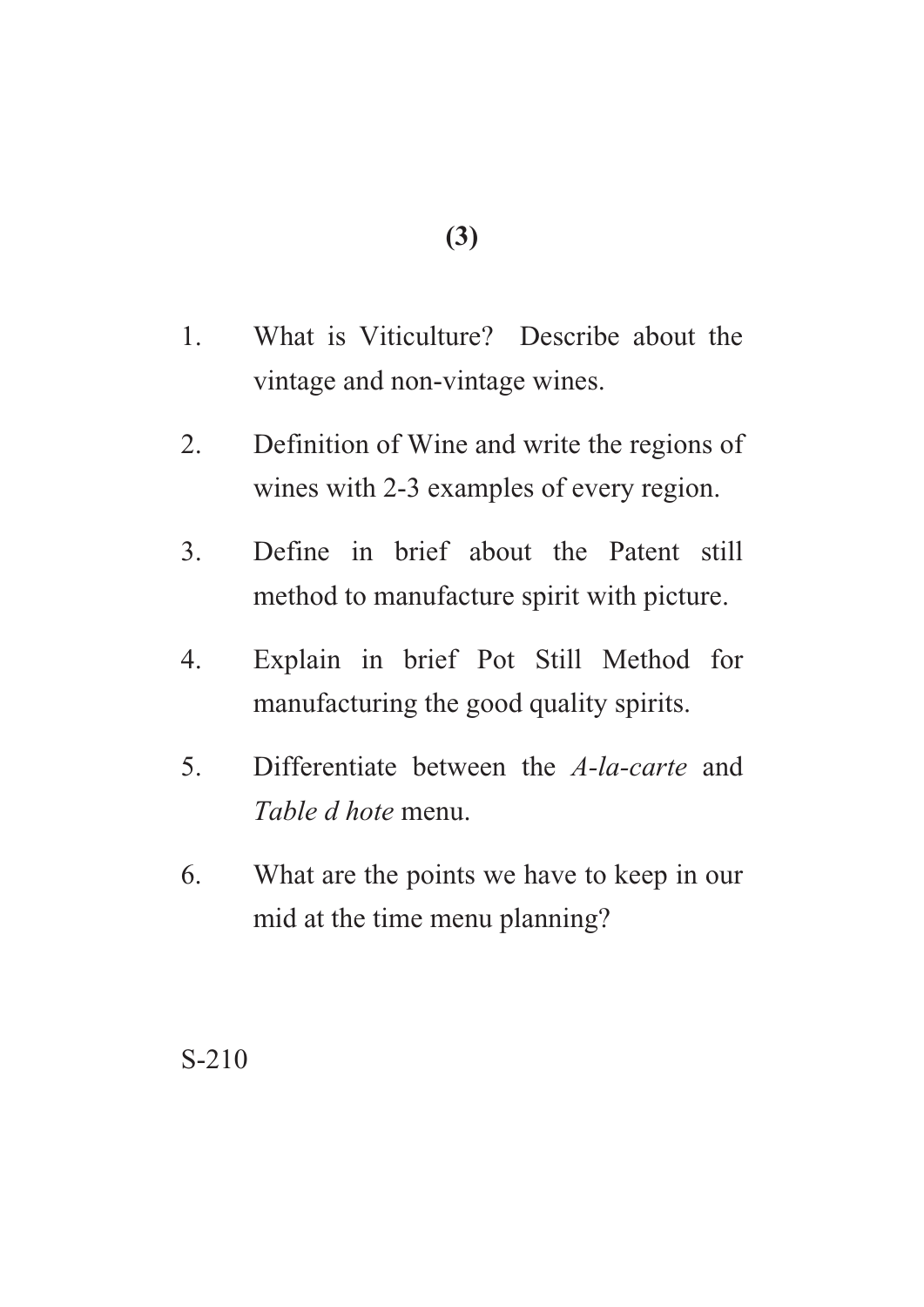1. What is Viticulture? Describe about the vintage and non-vintage wines.

2. Definition of Wine and write the regions of wines with 2-3 examples of every region.

3. Define in brief about the Patent still method to manufacture spirit with picture.

4. Explain in brief Pot Still Method for manufacturing the good quality spirits.

5. Differentiate between the *A-la-carte* and *Table d hote* menu.

6. What are the points we have to keep in our mid at the time menu planning?

S-210